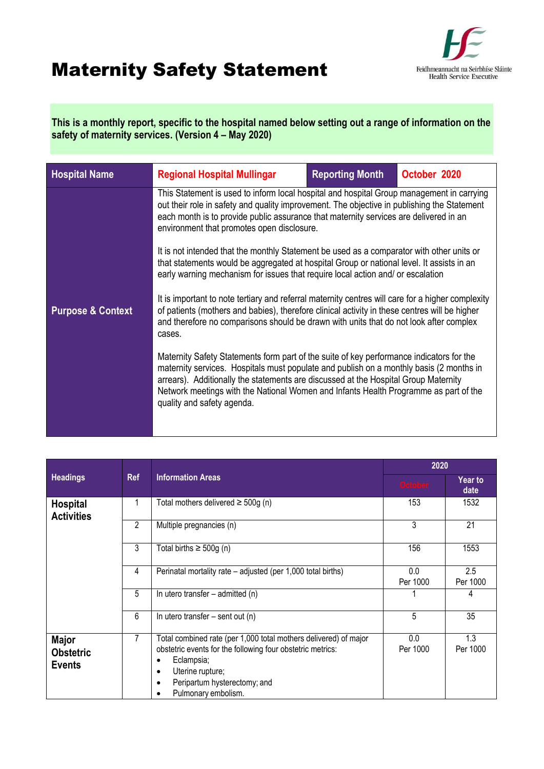# Maternity Safety Statement

Feidhmeannacht na Seirbhíse Sláinte
Health Service Executive

**This is a monthly report, specific to the hospital named below setting out a range of information on the safety of maternity services. (Version 4 – May 2020)**

| Hospital Name | Regional Hospital Mullingar | Reporting Month | October 2020 |
|---|---|---|---|
| Purpose & Context | This Statement is used to inform local hospital and hospital Group management in carrying out their role in safety and quality improvement. The objective in publishing the Statement each month is to provide public assurance that maternity services are delivered in an environment that promotes open disclosure.<br><br>It is not intended that the monthly Statement be used as a comparator with other units or that statements would be aggregated at hospital Group or national level. It assists in an early warning mechanism for issues that require local action and/ or escalation<br><br>It is important to note tertiary and referral maternity centres will care for a higher complexity of patients (mothers and babies), therefore clinical activity in these centres will be higher and therefore no comparisons should be drawn with units that do not look after complex cases.<br><br>Maternity Safety Statements form part of the suite of key performance indicators for the maternity services. Hospitals must populate and publish on a monthly basis (2 months in arrears). Additionally the statements are discussed at the Hospital Group Maternity Network meetings with the National Women and Infants Health Programme as part of the quality and safety agenda. | | |

| Headings | Ref | Information Areas | 2020 | |
|---|---|---|---|---|
| | | | October | Year to date |
| **Hospital Activities** | 1 | Total mothers delivered ≥ 500g (n) | 153 | 1532 |
| | 2 | Multiple pregnancies (n) | 3 | 21 |
| | 3 | Total births ≥ 500g (n) | 156 | 1553 |
| | 4 | Perinatal mortality rate – adjusted (per 1,000 total births) | 0.0 Per 1000 | 2.5 Per 1000 |
| | 5 | In utero transfer – admitted (n) | 1 | 4 |
| | 6 | In utero transfer – sent out (n) | 5 | 35 |
| **Major Obstetric Events** | 7 | Total combined rate (per 1,000 total mothers delivered) of major obstetric events for the following four obstetric metrics:<br>• Eclampsia;<br>• Uterine rupture;<br>• Peripartum hysterectomy; and<br>• Pulmonary embolism. | 0.0 Per 1000 | 1.3 Per 1000 |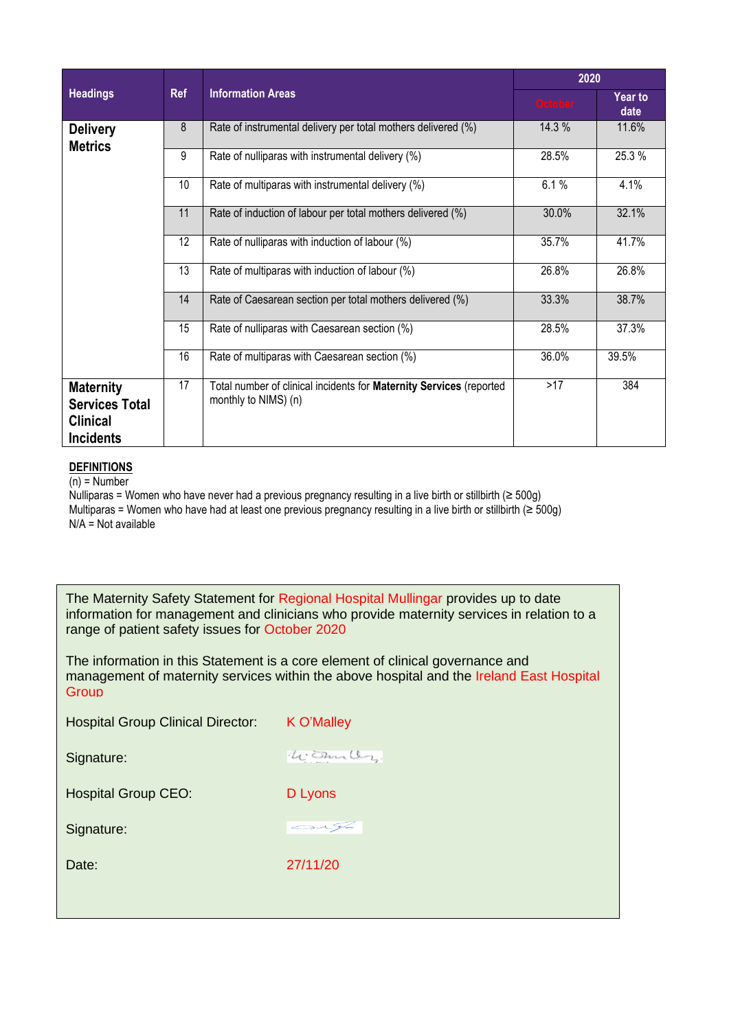| Headings | Ref | Information Areas | 2020 | |
|---|---|---|---|---|
| | | | October | Year to date |
| **Delivery Metrics** | 8 | Rate of instrumental delivery per total mothers delivered (%) | 14.3 % | 11.6% |
| | 9 | Rate of nulliparas with instrumental delivery (%) | 28.5% | 25.3 % |
| | 10 | Rate of multiparas with instrumental delivery (%) | 6.1 % | 4.1% |
| | 11 | Rate of induction of labour per total mothers delivered (%) | 30.0% | 32.1% |
| | 12 | Rate of nulliparas with induction of labour (%) | 35.7% | 41.7% |
| | 13 | Rate of multiparas with induction of labour (%) | 26.8% | 26.8% |
| | 14 | Rate of Caesarean section per total mothers delivered (%) | 33.3% | 38.7% |
| | 15 | Rate of nulliparas with Caesarean section (%) | 28.5% | 37.3% |
| | 16 | Rate of multiparas with Caesarean section (%) | 36.0% | 39.5% |
| **Maternity Services Total Clinical Incidents** | 17 | Total number of clinical incidents for **Maternity Services** (reported monthly to NIMS) (n) | >17 | 384 |

**DEFINITIONS**

(n) = Number

Nulliparas = Women who have never had a previous pregnancy resulting in a live birth or stillbirth (≥ 500g)

Multiparas = Women who have had at least one previous pregnancy resulting in a live birth or stillbirth (≥ 500g)

N/A = Not available

The Maternity Safety Statement for Regional Hospital Mullingar provides up to date information for management and clinicians who provide maternity services in relation to a range of patient safety issues for October 2020

The information in this Statement is a core element of clinical governance and management of maternity services within the above hospital and the Ireland East Hospital Group

Hospital Group Clinical Director: K O'Malley

Signature:

Hospital Group CEO: D Lyons

Signature:

Date: 27/11/20